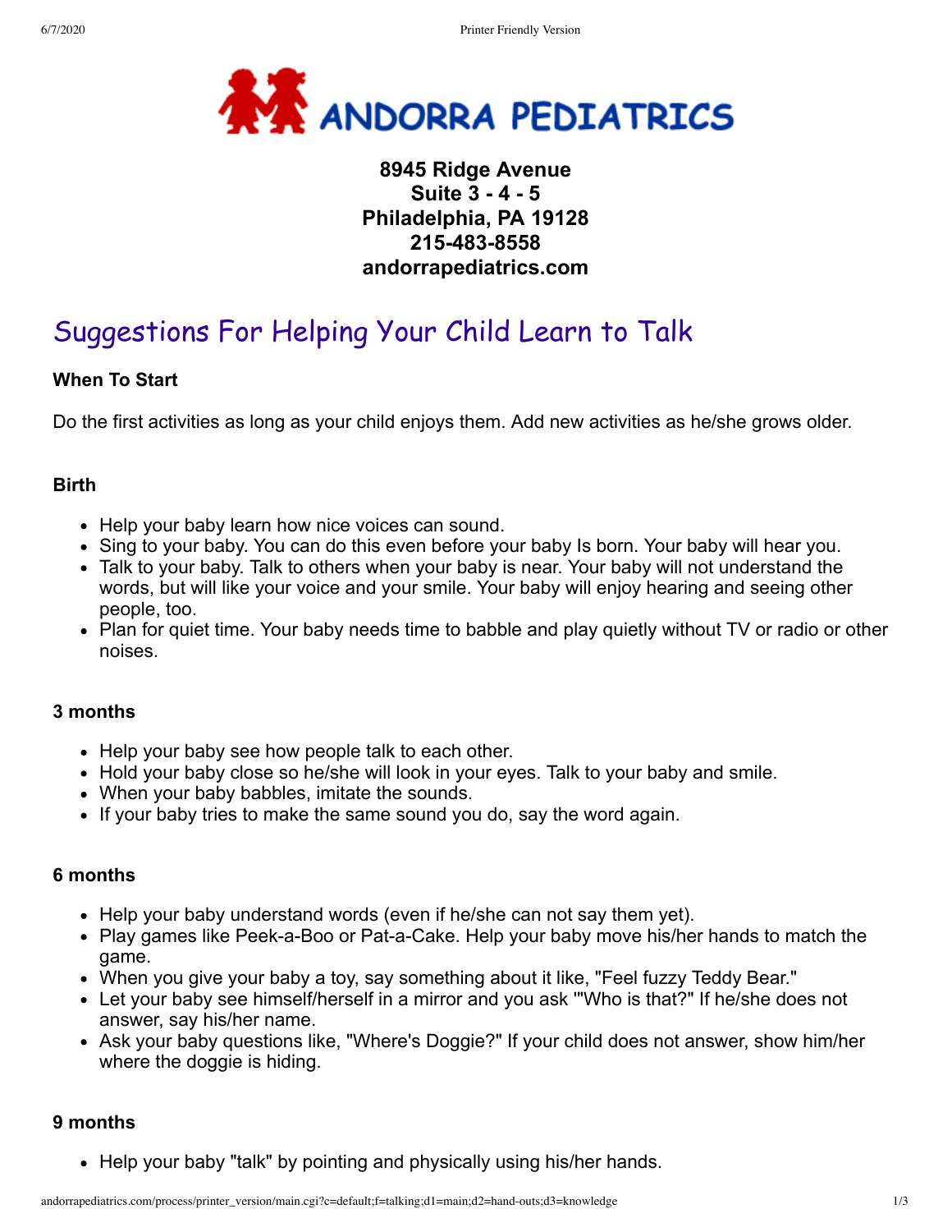**ANDORRA PEDIATRICS**

**8945 Ridge Avenue**
**Suite 3 - 4 - 5**
**Philadelphia, PA 19128**
**215-483-8558**
**andorrapediatrics.com**

# Suggestions For Helping Your Child Learn to Talk

### When To Start

Do the first activities as long as your child enjoys them. Add new activities as he/she grows older.

### Birth

- Help your baby learn how nice voices can sound.
- Sing to your baby. You can do this even before your baby Is born. Your baby will hear you.
- Talk to your baby. Talk to others when your baby is near. Your baby will not understand the words, but will like your voice and your smile. Your baby will enjoy hearing and seeing other people, too.
- Plan for quiet time. Your baby needs time to babble and play quietly without TV or radio or other noises.

### 3 months

- Help your baby see how people talk to each other.
- Hold your baby close so he/she will look in your eyes. Talk to your baby and smile.
- When your baby babbles, imitate the sounds.
- If your baby tries to make the same sound you do, say the word again.

### 6 months

- Help your baby understand words (even if he/she can not say them yet).
- Play games like Peek-a-Boo or Pat-a-Cake. Help your baby move his/her hands to match the game.
- When you give your baby a toy, say something about it like, "Feel fuzzy Teddy Bear."
- Let your baby see himself/herself in a mirror and you ask '"Who is that?" If he/she does not answer, say his/her name.
- Ask your baby questions like, "Where's Doggie?" If your child does not answer, show him/her where the doggie is hiding.

### 9 months

- Help your baby "talk" by pointing and physically using his/her hands.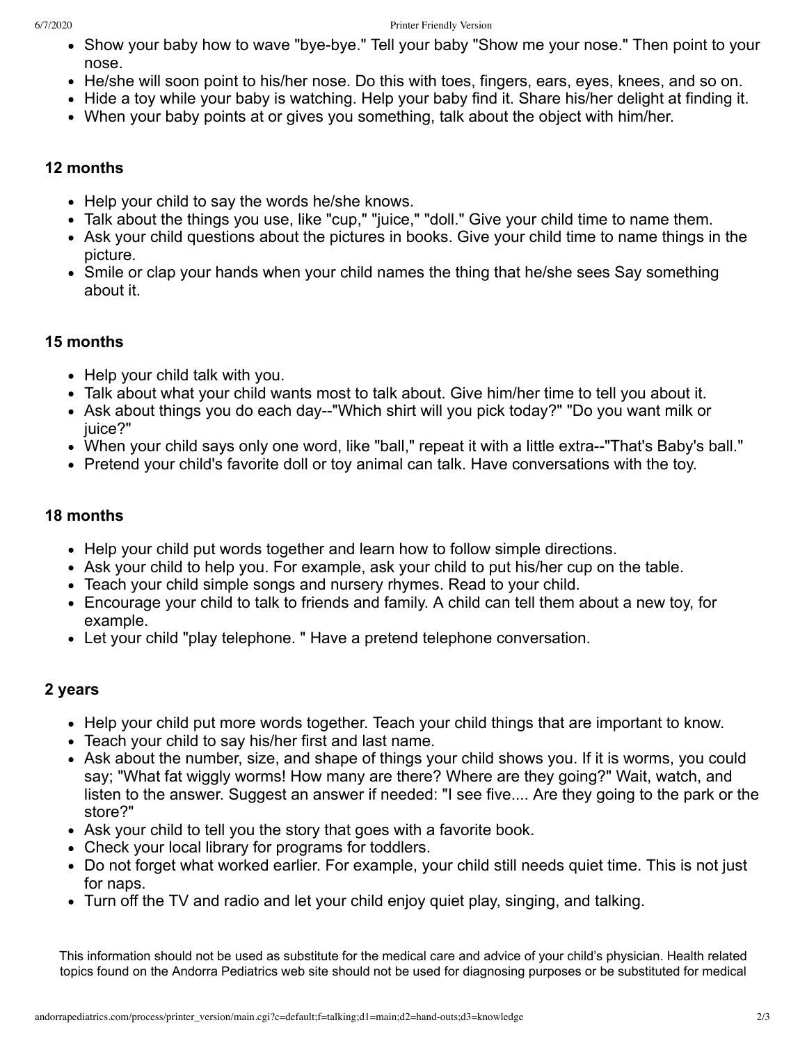- Show your baby how to wave "bye-bye." Tell your baby "Show me your nose." Then point to your nose.
- He/she will soon point to his/her nose. Do this with toes, fingers, ears, eyes, knees, and so on.
- Hide a toy while your baby is watching. Help your baby find it. Share his/her delight at finding it.
- When your baby points at or gives you something, talk about the object with him/her.

### 12 months

- Help your child to say the words he/she knows.
- Talk about the things you use, like "cup," "juice," "doll." Give your child time to name them.
- Ask your child questions about the pictures in books. Give your child time to name things in the picture.
- Smile or clap your hands when your child names the thing that he/she sees Say something about it.

### 15 months

- Help your child talk with you.
- Talk about what your child wants most to talk about. Give him/her time to tell you about it.
- Ask about things you do each day--"Which shirt will you pick today?" "Do you want milk or juice?"
- When your child says only one word, like "ball," repeat it with a little extra--"That's Baby's ball."
- Pretend your child's favorite doll or toy animal can talk. Have conversations with the toy.

### 18 months

- Help your child put words together and learn how to follow simple directions.
- Ask your child to help you. For example, ask your child to put his/her cup on the table.
- Teach your child simple songs and nursery rhymes. Read to your child.
- Encourage your child to talk to friends and family. A child can tell them about a new toy, for example.
- Let your child "play telephone. " Have a pretend telephone conversation.

### 2 years

- Help your child put more words together. Teach your child things that are important to know.
- Teach your child to say his/her first and last name.
- Ask about the number, size, and shape of things your child shows you. If it is worms, you could say; "What fat wiggly worms! How many are there? Where are they going?" Wait, watch, and listen to the answer. Suggest an answer if needed: "I see five.... Are they going to the park or the store?"
- Ask your child to tell you the story that goes with a favorite book.
- Check your local library for programs for toddlers.
- Do not forget what worked earlier. For example, your child still needs quiet time. This is not just for naps.
- Turn off the TV and radio and let your child enjoy quiet play, singing, and talking.

This information should not be used as substitute for the medical care and advice of your child's physician. Health related topics found on the Andorra Pediatrics web site should not be used for diagnosing purposes or be substituted for medical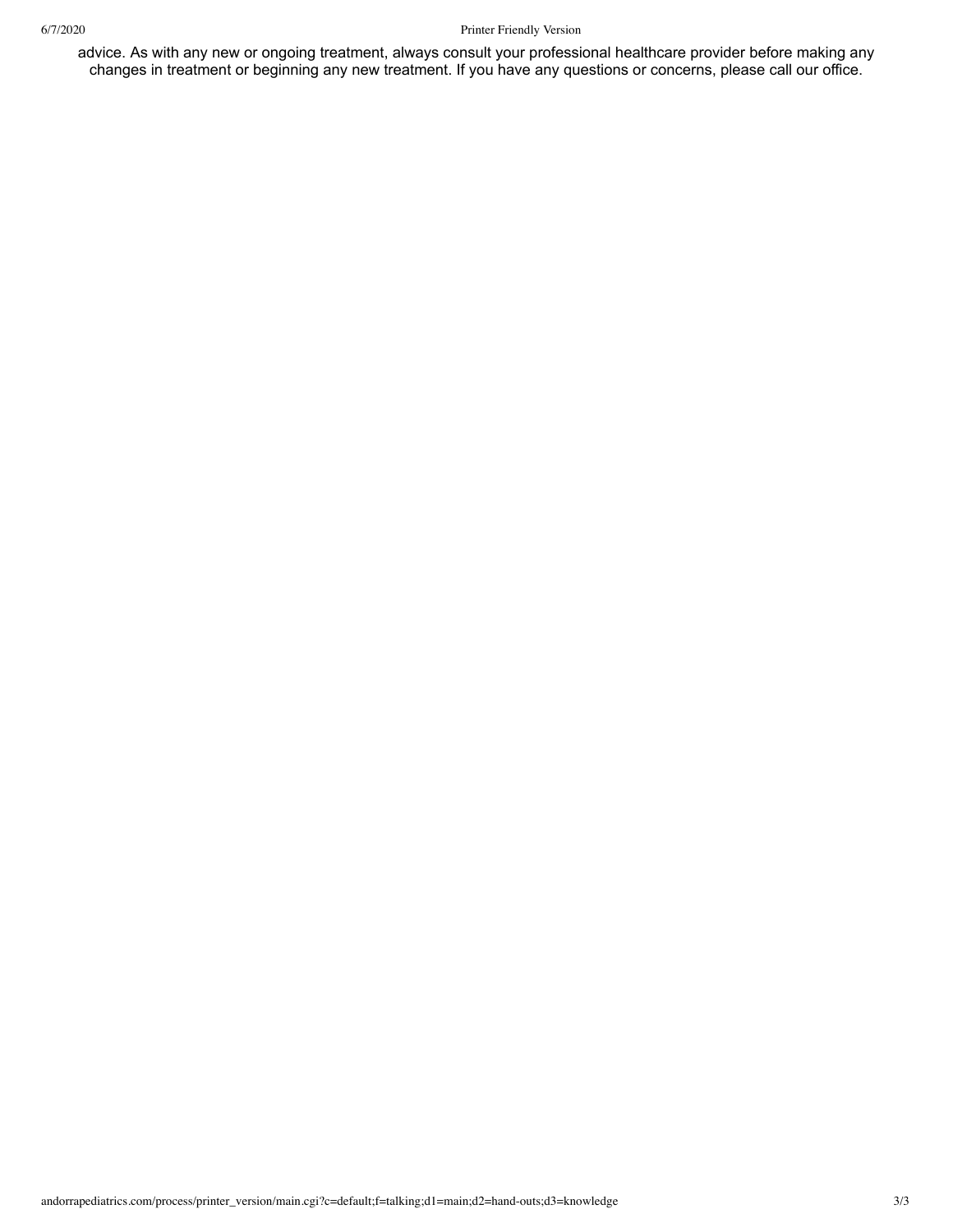advice. As with any new or ongoing treatment, always consult your professional healthcare provider before making any changes in treatment or beginning any new treatment. If you have any questions or concerns, please call our office.